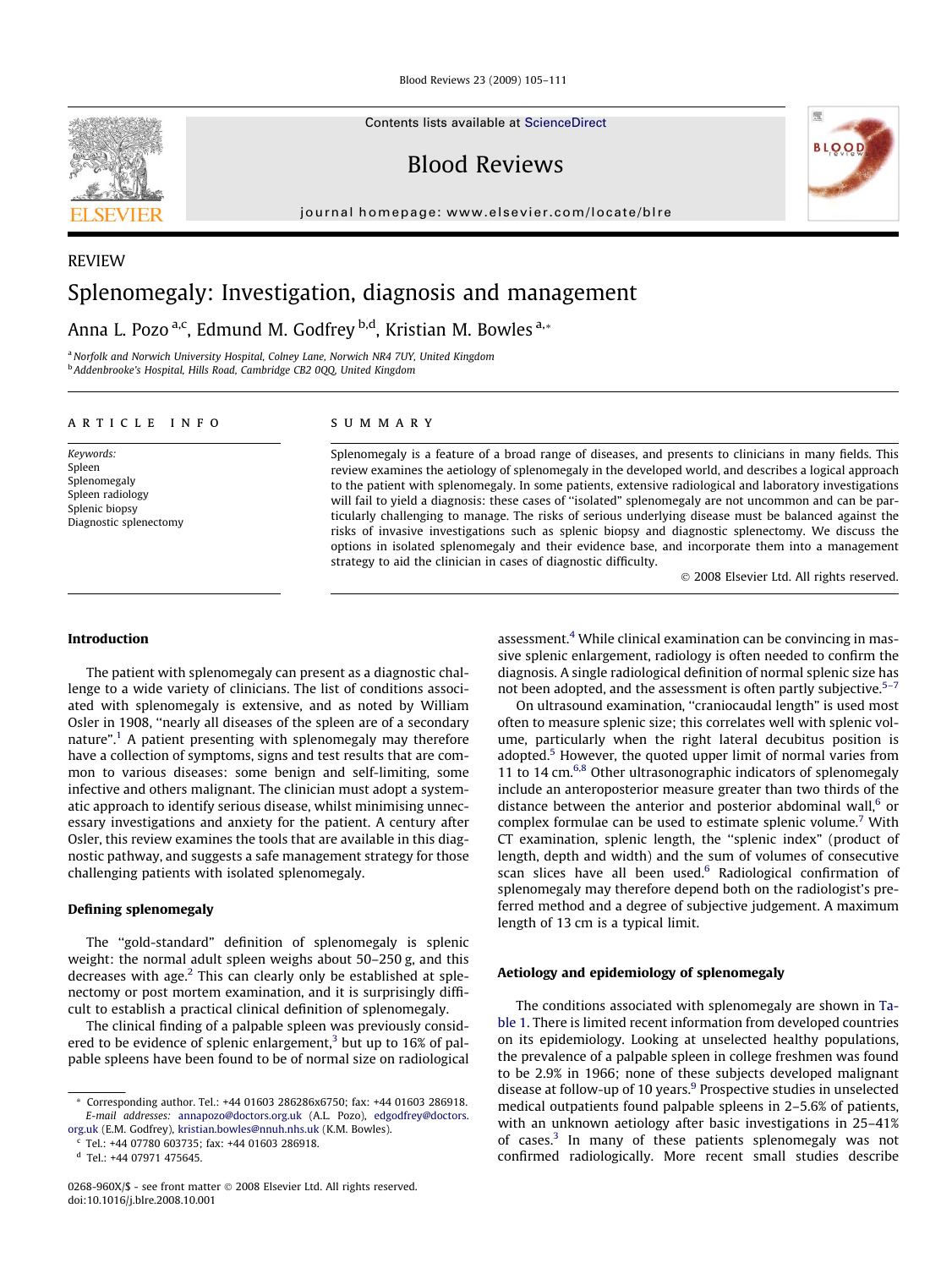REVIEW

# Splenomegaly: Investigation, diagnosis and management

Anna L. Pozo [a,c], Edmund M. Godfrey [b,d], Kristian M. Bowles [a,*]

[a] Norfolk and Norwich University Hospital, Colney Lane, Norwich NR4 7UY, United Kingdom
[b] Addenbrooke's Hospital, Hills Road, Cambridge CB2 0QQ, United Kingdom

**ARTICLE INFO**

*Keywords:*
Spleen
Splenomegaly
Spleen radiology
Splenic biopsy
Diagnostic splenectomy

**SUMMARY**

Splenomegaly is a feature of a broad range of diseases, and presents to clinicians in many fields. This review examines the aetiology of splenomegaly in the developed world, and describes a logical approach to the patient with splenomegaly. In some patients, extensive radiological and laboratory investigations will fail to yield a diagnosis: these cases of "isolated" splenomegaly are not uncommon and can be particularly challenging to manage. The risks of serious underlying disease must be balanced against the risks of invasive investigations such as splenic biopsy and diagnostic splenectomy. We discuss the options in isolated splenomegaly and their evidence base, and incorporate them into a management strategy to aid the clinician in cases of diagnostic difficulty.

© 2008 Elsevier Ltd. All rights reserved.

## Introduction

The patient with splenomegaly can present as a diagnostic challenge to a wide variety of clinicians. The list of conditions associated with splenomegaly is extensive, and as noted by William Osler in 1908, "nearly all diseases of the spleen are of a secondary nature".[1] A patient presenting with splenomegaly may therefore have a collection of symptoms, signs and test results that are common to various diseases: some benign and self-limiting, some infective and others malignant. The clinician must adopt a systematic approach to identify serious disease, whilst minimising unnecessary investigations and anxiety for the patient. A century after Osler, this review examines the tools that are available in this diagnostic pathway, and suggests a safe management strategy for those challenging patients with isolated splenomegaly.

## Defining splenomegaly

The "gold-standard" definition of splenomegaly is splenic weight: the normal adult spleen weighs about 50–250 g, and this decreases with age.[2] This can clearly only be established at splenectomy or post mortem examination, and it is surprisingly difficult to establish a practical clinical definition of splenomegaly.

The clinical finding of a palpable spleen was previously considered to be evidence of splenic enlargement,[3] but up to 16% of palpable spleens have been found to be of normal size on radiological assessment.[4] While clinical examination can be convincing in massive splenic enlargement, radiology is often needed to confirm the diagnosis. A single radiological definition of normal splenic size has not been adopted, and the assessment is often partly subjective.[5–7]

On ultrasound examination, "craniocaudal length" is used most often to measure splenic size; this correlates well with splenic volume, particularly when the right lateral decubitus position is adopted.[5] However, the quoted upper limit of normal varies from 11 to 14 cm.[6,8] Other ultrasonographic indicators of splenomegaly include an anteroposterior measure greater than two thirds of the distance between the anterior and posterior abdominal wall,[6] or complex formulae can be used to estimate splenic volume.[7] With CT examination, splenic length, the "splenic index" (product of length, depth and width) and the sum of volumes of consecutive scan slices have all been used.[6] Radiological confirmation of splenomegaly may therefore depend both on the radiologist's preferred method and a degree of subjective judgement. A maximum length of 13 cm is a typical limit.

## Aetiology and epidemiology of splenomegaly

The conditions associated with splenomegaly are shown in Table 1. There is limited recent information from developed countries on its epidemiology. Looking at unselected healthy populations, the prevalence of a palpable spleen in college freshmen was found to be 2.9% in 1966; none of these subjects developed malignant disease at follow-up of 10 years.[9] Prospective studies in unselected medical outpatients found palpable spleens in 2–5.6% of patients, with an unknown aetiology after basic investigations in 25–41% of cases.[3] In many of these patients splenomegaly was not confirmed radiologically. More recent small studies describe

* Corresponding author. Tel.: +44 01603 286286x6750; fax: +44 01603 286918.
E-mail addresses: annapozo@doctors.org.uk (A.L. Pozo), edgodfrey@doctors.org.uk (E.M. Godfrey), kristian.bowles@nnuh.nhs.uk (K.M. Bowles).
[c] Tel.: +44 07780 603735; fax: +44 01603 286918.
[d] Tel.: +44 07971 475645.

0268-960X/$ - see front matter © 2008 Elsevier Ltd. All rights reserved.
doi:10.1016/j.blre.2008.10.001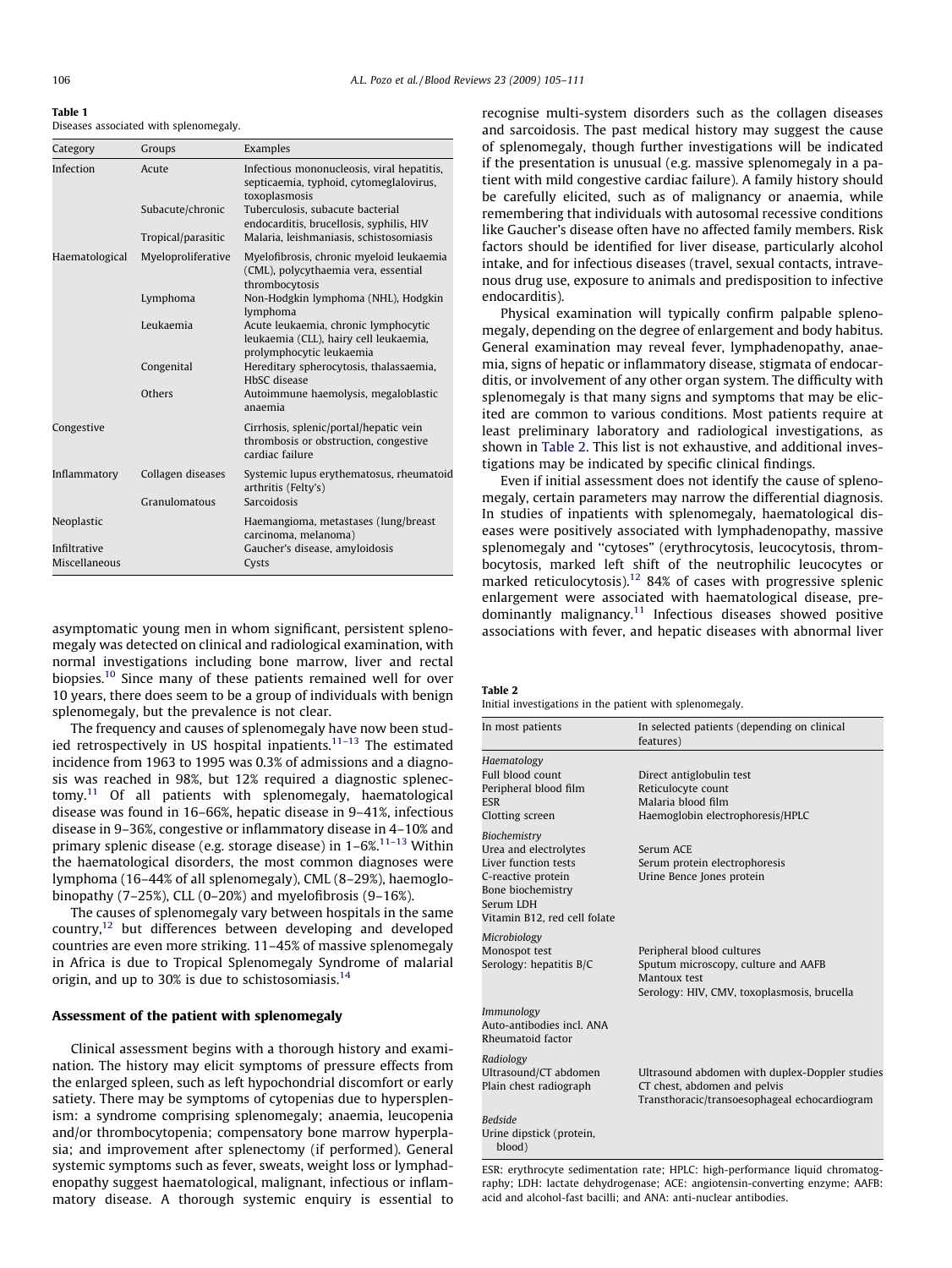Table 1
Diseases associated with splenomegaly.

| Category | Groups | Examples |
| --- | --- | --- |
| Infection | Acute | Infectious mononucleosis, viral hepatitis, septicaemia, typhoid, cytomeglalovirus, toxoplasmosis |
| | Subacute/chronic | Tuberculosis, subacute bacterial endocarditis, brucellosis, syphilis, HIV |
| | Tropical/parasitic | Malaria, leishmaniasis, schistosomiasis |
| Haematological | Myeloproliferative | Myelofibrosis, chronic myeloid leukaemia (CML), polycythaemia vera, essential thrombocytosis |
| | Lymphoma | Non-Hodgkin lymphoma (NHL), Hodgkin lymphoma |
| | Leukaemia | Acute leukaemia, chronic lymphocytic leukaemia (CLL), hairy cell leukaemia, prolymphocytic leukaemia |
| | Congenital | Hereditary spherocytosis, thalassaemia, HbSC disease |
| | Others | Autoimmune haemolysis, megaloblastic anaemia |
| Congestive | | Cirrhosis, splenic/portal/hepatic vein thrombosis or obstruction, congestive cardiac failure |
| Inflammatory | Collagen diseases | Systemic lupus erythematosus, rheumatoid arthritis (Felty's) |
| | Granulomatous | Sarcoidosis |
| Neoplastic | | Haemangioma, metastases (lung/breast carcinoma, melanoma) |
| Infiltrative | | Gaucher's disease, amyloidosis |
| Miscellaneous | | Cysts |

asymptomatic young men in whom significant, persistent splenomegaly was detected on clinical and radiological examination, with normal investigations including bone marrow, liver and rectal biopsies.[10] Since many of these patients remained well for over 10 years, there does seem to be a group of individuals with benign splenomegaly, but the prevalence is not clear.

The frequency and causes of splenomegaly have now been studied retrospectively in US hospital inpatients.[11–13] The estimated incidence from 1963 to 1995 was 0.3% of admissions and a diagnosis was reached in 98%, but 12% required a diagnostic splenectomy.[11] Of all patients with splenomegaly, haematological disease was found in 16–66%, hepatic disease in 9–41%, infectious disease in 9–36%, congestive or inflammatory disease in 4–10% and primary splenic disease (e.g. storage disease) in 1–6%.[11–13] Within the haematological disorders, the most common diagnoses were lymphoma (16–44% of all splenomegaly), CML (8–29%), haemoglobinopathy (7–25%), CLL (0–20%) and myelofibrosis (9–16%).

The causes of splenomegaly vary between hospitals in the same country,[12] but differences between developing and developed countries are even more striking. 11–45% of massive splenomegaly in Africa is due to Tropical Splenomegaly Syndrome of malarial origin, and up to 30% is due to schistosomiasis.[14]

## Assessment of the patient with splenomegaly

Clinical assessment begins with a thorough history and examination. The history may elicit symptoms of pressure effects from the enlarged spleen, such as left hypochondrial discomfort or early satiety. There may be symptoms of cytopenias due to hypersplenism: a syndrome comprising splenomegaly; anaemia, leucopenia and/or thrombocytopenia; compensatory bone marrow hyperplasia; and improvement after splenectomy (if performed). General systemic symptoms such as fever, sweats, weight loss or lymphadenopathy suggest haematological, malignant, infectious or inflammatory disease. A thorough systemic enquiry is essential to recognise multi-system disorders such as the collagen diseases and sarcoidosis. The past medical history may suggest the cause of splenomegaly, though further investigations will be indicated if the presentation is unusual (e.g. massive splenomegaly in a patient with mild congestive cardiac failure). A family history should be carefully elicited, such as of malignancy or anaemia, while remembering that individuals with autosomal recessive conditions like Gaucher's disease often have no affected family members. Risk factors should be identified for liver disease, particularly alcohol intake, and for infectious diseases (travel, sexual contacts, intravenous drug use, exposure to animals and predisposition to infective endocarditis).

Physical examination will typically confirm palpable splenomegaly, depending on the degree of enlargement and body habitus. General examination may reveal fever, lymphadenopathy, anaemia, signs of hepatic or inflammatory disease, stigmata of endocarditis, or involvement of any other organ system. The difficulty with splenomegaly is that many signs and symptoms that may be elicited are common to various conditions. Most patients require at least preliminary laboratory and radiological investigations, as shown in Table 2. This list is not exhaustive, and additional investigations may be indicated by specific clinical findings.

Even if initial assessment does not identify the cause of splenomegaly, certain parameters may narrow the differential diagnosis. In studies of inpatients with splenomegaly, haematological diseases were positively associated with lymphadenopathy, massive splenomegaly and "cytoses" (erythrocytosis, leucocytosis, thrombocytosis, marked left shift of the neutrophilic leucocytes or marked reticulocytosis).[12] 84% of cases with progressive splenic enlargement were associated with haematological disease, predominantly malignancy.[11] Infectious diseases showed positive associations with fever, and hepatic diseases with abnormal liver

Table 2
Initial investigations in the patient with splenomegaly.

| In most patients | In selected patients (depending on clinical features) |
| --- | --- |
| *Haematology* | |
| Full blood count | Direct antiglobulin test |
| Peripheral blood film | Reticulocyte count |
| ESR | Malaria blood film |
| Clotting screen | Haemoglobin electrophoresis/HPLC |
| *Biochemistry* | |
| Urea and electrolytes | Serum ACE |
| Liver function tests | Serum protein electrophoresis |
| C-reactive protein | Urine Bence Jones protein |
| Bone biochemistry | |
| Serum LDH | |
| Vitamin B12, red cell folate | |
| *Microbiology* | |
| Monospot test | Peripheral blood cultures |
| Serology: hepatitis B/C | Sputum microscopy, culture and AAFB |
| | Mantoux test |
| | Serology: HIV, CMV, toxoplasmosis, brucella |
| *Immunology* | |
| Auto-antibodies incl. ANA | |
| Rheumatoid factor | |
| *Radiology* | |
| Ultrasound/CT abdomen | Ultrasound abdomen with duplex-Doppler studies |
| Plain chest radiograph | CT chest, abdomen and pelvis |
| | Transthoracic/transoesophageal echocardiogram |
| *Bedside* | |
| Urine dipstick (protein, blood) | |

ESR: erythrocyte sedimentation rate; HPLC: high-performance liquid chromatography; LDH: lactate dehydrogenase; ACE: angiotensin-converting enzyme; AAFB: acid and alcohol-fast bacilli; and ANA: anti-nuclear antibodies.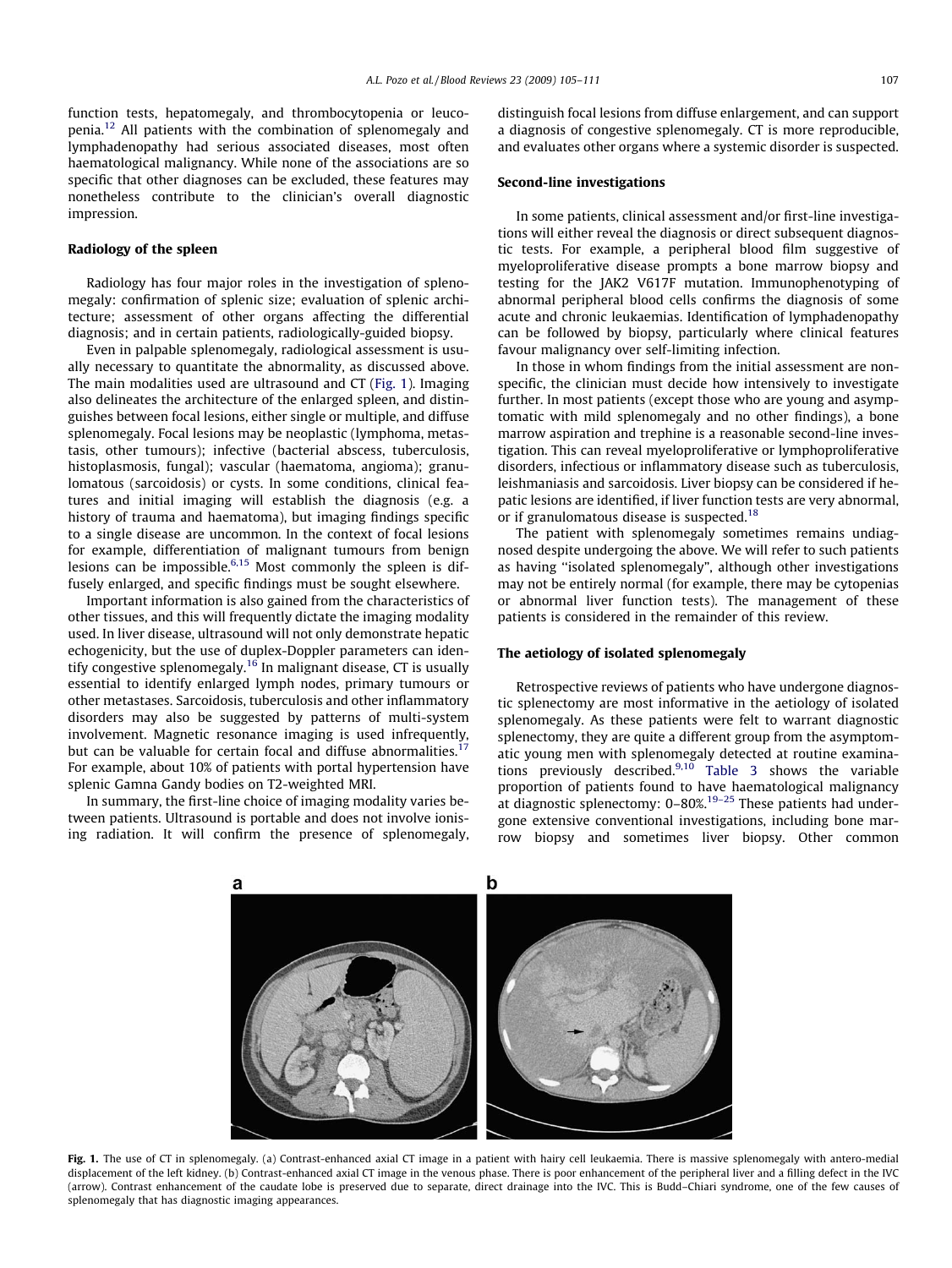function tests, hepatomegaly, and thrombocytopenia or leucopenia.[12] All patients with the combination of splenomegaly and lymphadenopathy had serious associated diseases, most often haematological malignancy. While none of the associations are so specific that other diagnoses can be excluded, these features may nonetheless contribute to the clinician's overall diagnostic impression.

### Radiology of the spleen

Radiology has four major roles in the investigation of splenomegaly: confirmation of splenic size; evaluation of splenic architecture; assessment of other organs affecting the differential diagnosis; and in certain patients, radiologically-guided biopsy.

Even in palpable splenomegaly, radiological assessment is usually necessary to quantitate the abnormality, as discussed above. The main modalities used are ultrasound and CT (Fig. 1). Imaging also delineates the architecture of the enlarged spleen, and distinguishes between focal lesions, either single or multiple, and diffuse splenomegaly. Focal lesions may be neoplastic (lymphoma, metastasis, other tumours); infective (bacterial abscess, tuberculosis, histoplasmosis, fungal); vascular (haematoma, angioma); granulomatous (sarcoidosis) or cysts. In some conditions, clinical features and initial imaging will establish the diagnosis (e.g. a history of trauma and haematoma), but imaging findings specific to a single disease are uncommon. In the context of focal lesions for example, differentiation of malignant tumours from benign lesions can be impossible.[6,15] Most commonly the spleen is diffusely enlarged, and specific findings must be sought elsewhere.

Important information is also gained from the characteristics of other tissues, and this will frequently dictate the imaging modality used. In liver disease, ultrasound will not only demonstrate hepatic echogenicity, but the use of duplex-Doppler parameters can identify congestive splenomegaly.[16] In malignant disease, CT is usually essential to identify enlarged lymph nodes, primary tumours or other metastases. Sarcoidosis, tuberculosis and other inflammatory disorders may also be suggested by patterns of multi-system involvement. Magnetic resonance imaging is used infrequently, but can be valuable for certain focal and diffuse abnormalities.[17] For example, about 10% of patients with portal hypertension have splenic Gamna Gandy bodies on T2-weighted MRI.

In summary, the first-line choice of imaging modality varies between patients. Ultrasound is portable and does not involve ionising radiation. It will confirm the presence of splenomegaly, distinguish focal lesions from diffuse enlargement, and can support a diagnosis of congestive splenomegaly. CT is more reproducible, and evaluates other organs where a systemic disorder is suspected.

### Second-line investigations

In some patients, clinical assessment and/or first-line investigations will either reveal the diagnosis or direct subsequent diagnostic tests. For example, a peripheral blood film suggestive of myeloproliferative disease prompts a bone marrow biopsy and testing for the JAK2 V617F mutation. Immunophenotyping of abnormal peripheral blood cells confirms the diagnosis of some acute and chronic leukaemias. Identification of lymphadenopathy can be followed by biopsy, particularly where clinical features favour malignancy over self-limiting infection.

In those in whom findings from the initial assessment are nonspecific, the clinician must decide how intensively to investigate further. In most patients (except those who are young and asymptomatic with mild splenomegaly and no other findings), a bone marrow aspiration and trephine is a reasonable second-line investigation. This can reveal myeloproliferative or lymphoproliferative disorders, infectious or inflammatory disease such as tuberculosis, leishmaniasis and sarcoidosis. Liver biopsy can be considered if hepatic lesions are identified, if liver function tests are very abnormal, or if granulomatous disease is suspected.[18]

The patient with splenomegaly sometimes remains undiagnosed despite undergoing the above. We will refer to such patients as having "isolated splenomegaly", although other investigations may not be entirely normal (for example, there may be cytopenias or abnormal liver function tests). The management of these patients is considered in the remainder of this review.

### The aetiology of isolated splenomegaly

Retrospective reviews of patients who have undergone diagnostic splenectomy are most informative in the aetiology of isolated splenomegaly. As these patients were felt to warrant diagnostic splenectomy, they are quite a different group from the asymptomatic young men with splenomegaly detected at routine examinations previously described.[9,10] Table 3 shows the variable proportion of patients found to have haematological malignancy at diagnostic splenectomy: 0–80%.[19–25] These patients had undergone extensive conventional investigations, including bone marrow biopsy and sometimes liver biopsy. Other common

**Fig. 1.** The use of CT in splenomegaly. (a) Contrast-enhanced axial CT image in a patient with hairy cell leukaemia. There is massive splenomegaly with antero-medial displacement of the left kidney. (b) Contrast-enhanced axial CT image in the venous phase. There is poor enhancement of the peripheral liver and a filling defect in the IVC (arrow). Contrast enhancement of the caudate lobe is preserved due to separate, direct drainage into the IVC. This is Budd–Chiari syndrome, one of the few causes of splenomegaly that has diagnostic imaging appearances.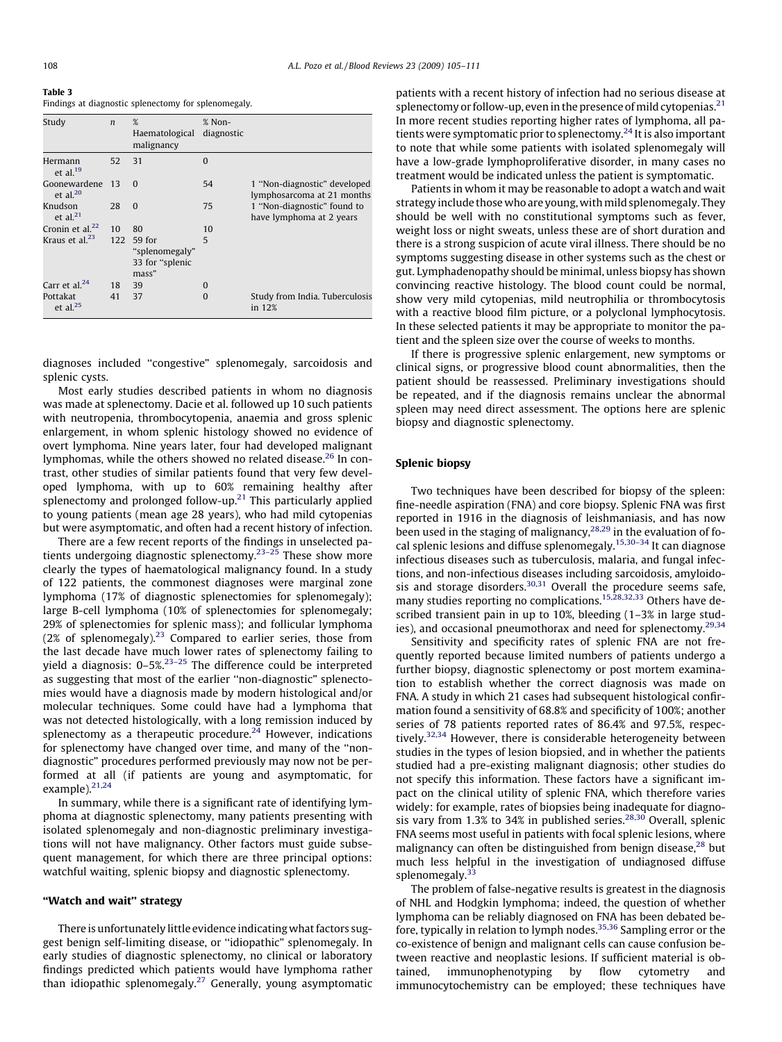**Table 3**
Findings at diagnostic splenectomy for splenomegaly.

| Study | *n* | % Haematological malignancy | % Non-diagnostic | |
|---|---|---|---|---|
| Hermann et al.[19] | 52 | 31 | 0 | |
| Goonewardene et al.[20] | 13 | 0 | 54 | 1 "Non-diagnostic" developed lymphosarcoma at 21 months |
| Knudson et al.[21] | 28 | 0 | 75 | 1 "Non-diagnostic" found to have lymphoma at 2 years |
| Cronin et al.[22] | 10 | 80 | 10 | |
| Kraus et al.[23] | 122 | 59 for "splenomegaly" 33 for "splenic mass" | 5 | |
| Carr et al.[24] | 18 | 39 | 0 | |
| Pottakat et al.[25] | 41 | 37 | 0 | Study from India. Tuberculosis in 12% |

diagnoses included "congestive" splenomegaly, sarcoidosis and splenic cysts.

Most early studies described patients in whom no diagnosis was made at splenectomy. Dacie et al. followed up 10 such patients with neutropenia, thrombocytopenia, anaemia and gross splenic enlargement, in whom splenic histology showed no evidence of overt lymphoma. Nine years later, four had developed malignant lymphomas, while the others showed no related disease.[26] In contrast, other studies of similar patients found that very few developed lymphoma, with up to 60% remaining healthy after splenectomy and prolonged follow-up.[21] This particularly applied to young patients (mean age 28 years), who had mild cytopenias but were asymptomatic, and often had a recent history of infection.

There are a few recent reports of the findings in unselected patients undergoing diagnostic splenectomy.[23–25] These show more clearly the types of haematological malignancy found. In a study of 122 patients, the commonest diagnoses were marginal zone lymphoma (17% of diagnostic splenectomies for splenomegaly); large B-cell lymphoma (10% of splenectomies for splenomegaly; 29% of splenectomies for splenic mass); and follicular lymphoma (2% of splenomegaly).[23] Compared to earlier series, those from the last decade have much lower rates of splenectomy failing to yield a diagnosis: 0–5%.[23–25] The difference could be interpreted as suggesting that most of the earlier "non-diagnostic" splenectomies would have a diagnosis made by modern histological and/or molecular techniques. Some could have had a lymphoma that was not detected histologically, with a long remission induced by splenectomy as a therapeutic procedure.[24] However, indications for splenectomy have changed over time, and many of the "non-diagnostic" procedures performed previously may now not be performed at all (if patients are young and asymptomatic, for example).[21,24]

In summary, while there is a significant rate of identifying lymphoma at diagnostic splenectomy, many patients presenting with isolated splenomegaly and non-diagnostic preliminary investigations will not have malignancy. Other factors must guide subsequent management, for which there are three principal options: watchful waiting, splenic biopsy and diagnostic splenectomy.

## "Watch and wait" strategy

There is unfortunately little evidence indicating what factors suggest benign self-limiting disease, or "idiopathic" splenomegaly. In early studies of diagnostic splenectomy, no clinical or laboratory findings predicted which patients would have lymphoma rather than idiopathic splenomegaly.[27] Generally, young asymptomatic patients with a recent history of infection had no serious disease at splenectomy or follow-up, even in the presence of mild cytopenias.[21] In more recent studies reporting higher rates of lymphoma, all patients were symptomatic prior to splenectomy.[24] It is also important to note that while some patients with isolated splenomegaly will have a low-grade lymphoproliferative disorder, in many cases no treatment would be indicated unless the patient is symptomatic.

Patients in whom it may be reasonable to adopt a watch and wait strategy include those who are young, with mild splenomegaly. They should be well with no constitutional symptoms such as fever, weight loss or night sweats, unless these are of short duration and there is a strong suspicion of acute viral illness. There should be no symptoms suggesting disease in other systems such as the chest or gut. Lymphadenopathy should be minimal, unless biopsy has shown convincing reactive histology. The blood count could be normal, show very mild cytopenias, mild neutrophilia or thrombocytosis with a reactive blood film picture, or a polyclonal lymphocytosis. In these selected patients it may be appropriate to monitor the patient and the spleen size over the course of weeks to months.

If there is progressive splenic enlargement, new symptoms or clinical signs, or progressive blood count abnormalities, then the patient should be reassessed. Preliminary investigations should be repeated, and if the diagnosis remains unclear the abnormal spleen may need direct assessment. The options here are splenic biopsy and diagnostic splenectomy.

## Splenic biopsy

Two techniques have been described for biopsy of the spleen: fine-needle aspiration (FNA) and core biopsy. Splenic FNA was first reported in 1916 in the diagnosis of leishmaniasis, and has now been used in the staging of malignancy,[28,29] in the evaluation of focal splenic lesions and diffuse splenomegaly.[15,30–34] It can diagnose infectious diseases such as tuberculosis, malaria, and fungal infections, and non-infectious diseases including sarcoidosis, amyloidosis and storage disorders.[30,31] Overall the procedure seems safe, many studies reporting no complications.[15,28,32,33] Others have described transient pain in up to 10%, bleeding (1–3% in large studies), and occasional pneumothorax and need for splenectomy.[29,34]

Sensitivity and specificity rates of splenic FNA are not frequently reported because limited numbers of patients undergo a further biopsy, diagnostic splenectomy or post mortem examination to establish whether the correct diagnosis was made on FNA. A study in which 21 cases had subsequent histological confirmation found a sensitivity of 68.8% and specificity of 100%; another series of 78 patients reported rates of 86.4% and 97.5%, respectively.[32,34] However, there is considerable heterogeneity between studies in the types of lesion biopsied, and in whether the patients studied had a pre-existing malignant diagnosis; other studies do not specify this information. These factors have a significant impact on the clinical utility of splenic FNA, which therefore varies widely: for example, rates of biopsies being inadequate for diagnosis vary from 1.3% to 34% in published series.[28,30] Overall, splenic FNA seems most useful in patients with focal splenic lesions, where malignancy can often be distinguished from benign disease,[28] but much less helpful in the investigation of undiagnosed diffuse splenomegaly.[33]

The problem of false-negative results is greatest in the diagnosis of NHL and Hodgkin lymphoma; indeed, the question of whether lymphoma can be reliably diagnosed on FNA has been debated before, typically in relation to lymph nodes.[35,36] Sampling error or the co-existence of benign and malignant cells can cause confusion between reactive and neoplastic lesions. If sufficient material is obtained, immunophenotyping by flow cytometry and immunocytochemistry can be employed; these techniques have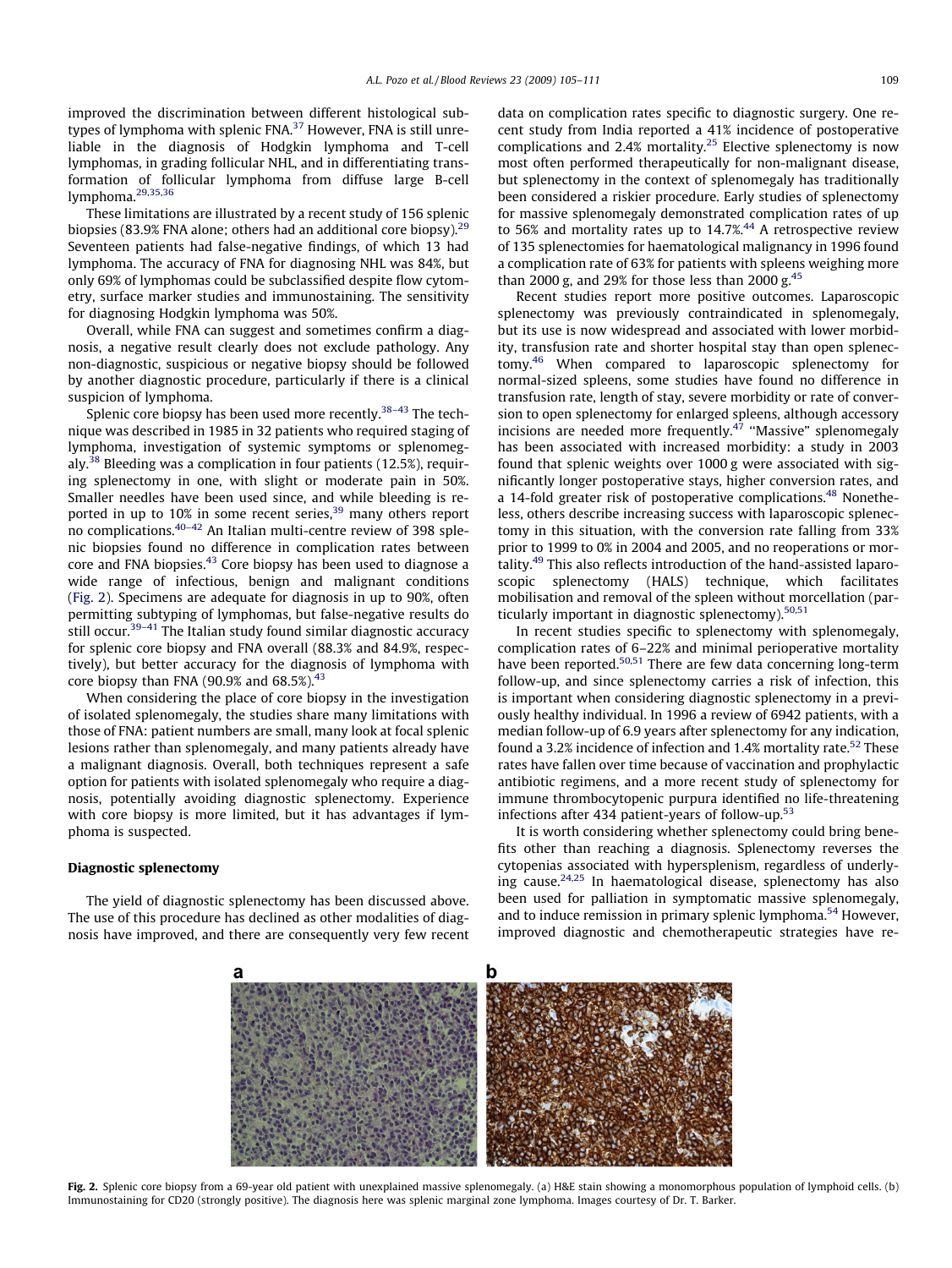improved the discrimination between different histological subtypes of lymphoma with splenic FNA.[37] However, FNA is still unreliable in the diagnosis of Hodgkin lymphoma and T-cell lymphomas, in grading follicular NHL, and in differentiating transformation of follicular lymphoma from diffuse large B-cell lymphoma.[29,35,36]

These limitations are illustrated by a recent study of 156 splenic biopsies (83.9% FNA alone; others had an additional core biopsy).[29] Seventeen patients had false-negative findings, of which 13 had lymphoma. The accuracy of FNA for diagnosing NHL was 84%, but only 69% of lymphomas could be subclassified despite flow cytometry, surface marker studies and immunostaining. The sensitivity for diagnosing Hodgkin lymphoma was 50%.

Overall, while FNA can suggest and sometimes confirm a diagnosis, a negative result clearly does not exclude pathology. Any non-diagnostic, suspicious or negative biopsy should be followed by another diagnostic procedure, particularly if there is a clinical suspicion of lymphoma.

Splenic core biopsy has been used more recently.[38–43] The technique was described in 1985 in 32 patients who required staging of lymphoma, investigation of systemic symptoms or splenomegaly.[38] Bleeding was a complication in four patients (12.5%), requiring splenectomy in one, with slight or moderate pain in 50%. Smaller needles have been used since, and while bleeding is reported in up to 10% in some recent series,[39] many others report no complications.[40–42] An Italian multi-centre review of 398 splenic biopsies found no difference in complication rates between core and FNA biopsies.[43] Core biopsy has been used to diagnose a wide range of infectious, benign and malignant conditions (Fig. 2). Specimens are adequate for diagnosis in up to 90%, often permitting subtyping of lymphomas, but false-negative results do still occur.[39–41] The Italian study found similar diagnostic accuracy for splenic core biopsy and FNA overall (88.3% and 84.9%, respectively), but better accuracy for the diagnosis of lymphoma with core biopsy than FNA (90.9% and 68.5%).[43]

When considering the place of core biopsy in the investigation of isolated splenomegaly, the studies share many limitations with those of FNA: patient numbers are small, many look at focal splenic lesions rather than splenomegaly, and many patients already have a malignant diagnosis. Overall, both techniques represent a safe option for patients with isolated splenomegaly who require a diagnosis, potentially avoiding diagnostic splenectomy. Experience with core biopsy is more limited, but it has advantages if lymphoma is suspected.

## Diagnostic splenectomy

The yield of diagnostic splenectomy has been discussed above. The use of this procedure has declined as other modalities of diagnosis have improved, and there are consequently very few recent data on complication rates specific to diagnostic surgery. One recent study from India reported a 41% incidence of postoperative complications and 2.4% mortality.[25] Elective splenectomy is now most often performed therapeutically for non-malignant disease, but splenectomy in the context of splenomegaly has traditionally been considered a riskier procedure. Early studies of splenectomy for massive splenomegaly demonstrated complication rates of up to 56% and mortality rates up to 14.7%.[44] A retrospective review of 135 splenectomies for haematological malignancy in 1996 found a complication rate of 63% for patients with spleens weighing more than 2000 g, and 29% for those less than 2000 g.[45]

Recent studies report more positive outcomes. Laparoscopic splenectomy was previously contraindicated in splenomegaly, but its use is now widespread and associated with lower morbidity, transfusion rate and shorter hospital stay than open splenectomy.[46] When compared to laparoscopic splenectomy for normal-sized spleens, some studies have found no difference in transfusion rate, length of stay, severe morbidity or rate of conversion to open splenectomy for enlarged spleens, although accessory incisions are needed more frequently.[47] "Massive" splenomegaly has been associated with increased morbidity: a study in 2003 found that splenic weights over 1000 g were associated with significantly longer postoperative stays, higher conversion rates, and a 14-fold greater risk of postoperative complications.[48] Nonetheless, others describe increasing success with laparoscopic splenectomy in this situation, with the conversion rate falling from 33% prior to 1999 to 0% in 2004 and 2005, and no reoperations or mortality.[49] This also reflects introduction of the hand-assisted laparoscopic splenectomy (HALS) technique, which facilitates mobilisation and removal of the spleen without morcellation (particularly important in diagnostic splenectomy).[50,51]

In recent studies specific to splenectomy with splenomegaly, complication rates of 6–22% and minimal perioperative mortality have been reported.[50,51] There are few data concerning long-term follow-up, and since splenectomy carries a risk of infection, this is important when considering diagnostic splenectomy in a previously healthy individual. In 1996 a review of 6942 patients, with a median follow-up of 6.9 years after splenectomy for any indication, found a 3.2% incidence of infection and 1.4% mortality rate.[52] These rates have fallen over time because of vaccination and prophylactic antibiotic regimens, and a more recent study of splenectomy for immune thrombocytopenic purpura identified no life-threatening infections after 434 patient-years of follow-up.[53]

It is worth considering whether splenectomy could bring benefits other than reaching a diagnosis. Splenectomy reverses the cytopenias associated with hypersplenism, regardless of underlying cause.[24,25] In haematological disease, splenectomy has also been used for palliation in symptomatic massive splenomegaly, and to induce remission in primary splenic lymphoma.[54] However, improved diagnostic and chemotherapeutic strategies have re-

**Fig. 2.** Splenic core biopsy from a 69-year old patient with unexplained massive splenomegaly. (a) H&E stain showing a monomorphous population of lymphoid cells. (b) Immunostaining for CD20 (strongly positive). The diagnosis here was splenic marginal zone lymphoma. Images courtesy of Dr. T. Barker.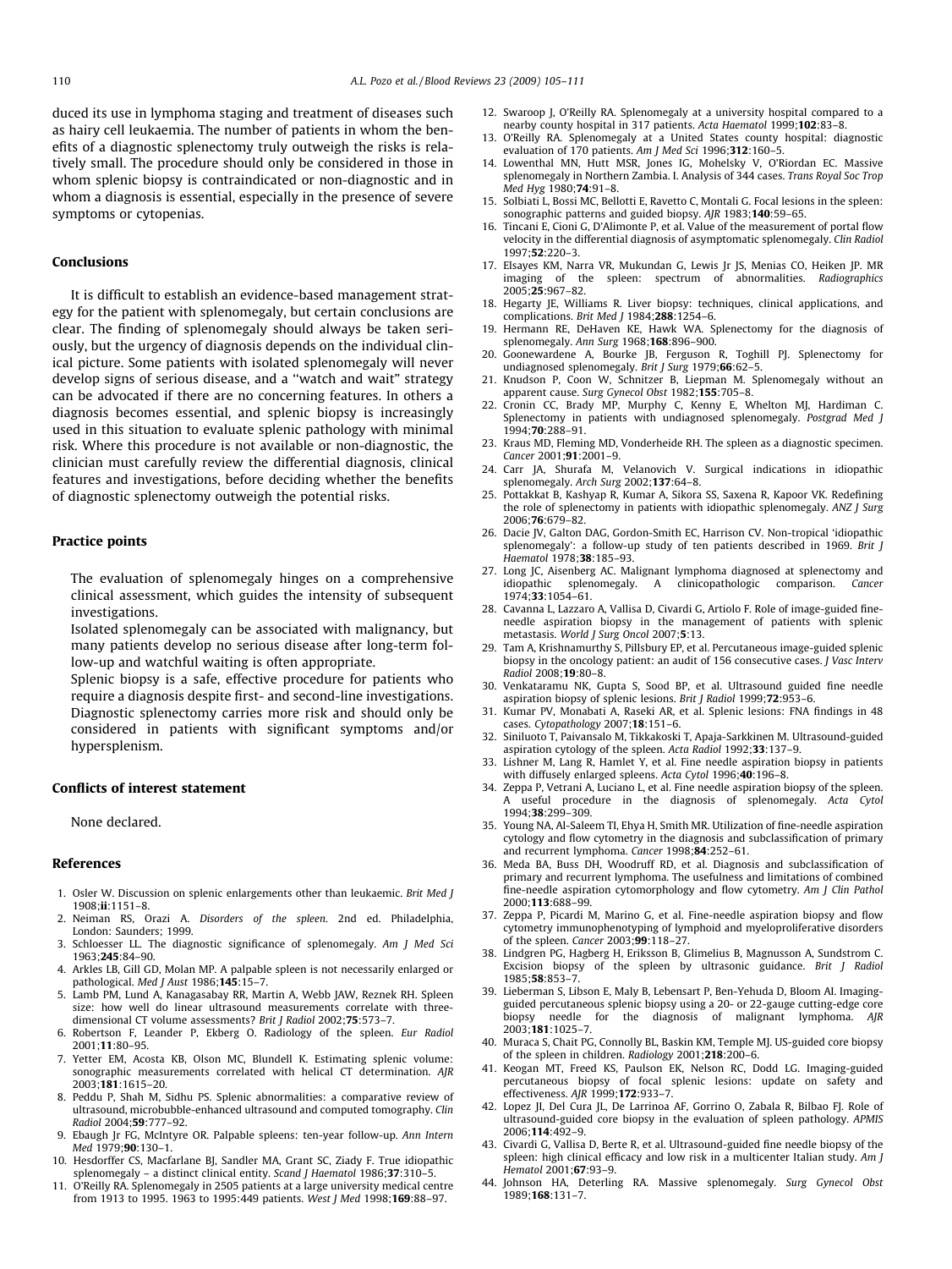duced its use in lymphoma staging and treatment of diseases such as hairy cell leukaemia. The number of patients in whom the benefits of a diagnostic splenectomy truly outweigh the risks is relatively small. The procedure should only be considered in those in whom splenic biopsy is contraindicated or non-diagnostic and in whom a diagnosis is essential, especially in the presence of severe symptoms or cytopenias.

## Conclusions

It is difficult to establish an evidence-based management strategy for the patient with splenomegaly, but certain conclusions are clear. The finding of splenomegaly should always be taken seriously, but the urgency of diagnosis depends on the individual clinical picture. Some patients with isolated splenomegaly will never develop signs of serious disease, and a "watch and wait" strategy can be advocated if there are no concerning features. In others a diagnosis becomes essential, and splenic biopsy is increasingly used in this situation to evaluate splenic pathology with minimal risk. Where this procedure is not available or non-diagnostic, the clinician must carefully review the differential diagnosis, clinical features and investigations, before deciding whether the benefits of diagnostic splenectomy outweigh the potential risks.

## Practice points

The evaluation of splenomegaly hinges on a comprehensive clinical assessment, which guides the intensity of subsequent investigations.

Isolated splenomegaly can be associated with malignancy, but many patients develop no serious disease after long-term follow-up and watchful waiting is often appropriate.

Splenic biopsy is a safe, effective procedure for patients who require a diagnosis despite first- and second-line investigations.

Diagnostic splenectomy carries more risk and should only be considered in patients with significant symptoms and/or hypersplenism.

## Conflicts of interest statement

None declared.

## References

1. Osler W. Discussion on splenic enlargements other than leukaemic. *Brit Med J* 1908;**ii**:1151–8.
2. Neiman RS, Orazi A. *Disorders of the spleen.* 2nd ed. Philadelphia, London: Saunders; 1999.
3. Schloesser LL. The diagnostic significance of splenomegaly. *Am J Med Sci* 1963;**245**:84–90.
4. Arkles LB, Gill GD, Molan MP. A palpable spleen is not necessarily enlarged or pathological. *Med J Aust* 1986;**145**:15–7.
5. Lamb PM, Lund A, Kanagasabay RR, Martin A, Webb JAW, Reznek RH. Spleen size: how well do linear ultrasound measurements correlate with three-dimensional CT volume assessments? *Brit J Radiol* 2002;**75**:573–7.
6. Robertson F, Leander P, Ekberg O. Radiology of the spleen. *Eur Radiol* 2001;**11**:80–95.
7. Yetter EM, Acosta KB, Olson MC, Blundell K. Estimating splenic volume: sonographic measurements correlated with helical CT determination. *AJR* 2003;**181**:1615–20.
8. Peddu P, Shah M, Sidhu PS. Splenic abnormalities: a comparative review of ultrasound, microbubble-enhanced ultrasound and computed tomography. *Clin Radiol* 2004;**59**:777–92.
9. Ebaugh Jr FG, McIntyre OR. Palpable spleens: ten-year follow-up. *Ann Intern Med* 1979;**90**:130–1.
10. Hesdorffer CS, Macfarlane BJ, Sandler MA, Grant SC, Ziady F. True idiopathic splenomegaly – a distinct clinical entity. *Scand J Haematol* 1986;**37**:310–5.
11. O'Reilly RA. Splenomegaly in 2505 patients at a large university medical centre from 1913 to 1995. 1963 to 1995:449 patients. *West J Med* 1998;**169**:88–97.
12. Swaroop J, O'Reilly RA. Splenomegaly at a university hospital compared to a nearby county hospital in 317 patients. *Acta Haematol* 1999;**102**:83–8.
13. O'Reilly RA. Splenomegaly at a United States county hospital: diagnostic evaluation of 170 patients. *Am J Med Sci* 1996;**312**:160–5.
14. Lowenthal MN, Hutt MSR, Jones IG, Mohelsky V, O'Riordan EC. Massive splenomegaly in Northern Zambia. I. Analysis of 344 cases. *Trans Royal Soc Trop Med Hyg* 1980;**74**:91–8.
15. Solbiati L, Bossi MC, Bellotti E, Ravetto C, Montali G. Focal lesions in the spleen: sonographic patterns and guided biopsy. *AJR* 1983;**140**:59–65.
16. Tincani E, Cioni G, D'Alimonte P, et al. Value of the measurement of portal flow velocity in the differential diagnosis of asymptomatic splenomegaly. *Clin Radiol* 1997;**52**:220–3.
17. Elsayes KM, Narra VR, Mukundan G, Lewis Jr JS, Menias CO, Heiken JP. MR imaging of the spleen: spectrum of abnormalities. *Radiographics* 2005;**25**:967–82.
18. Hegarty JE, Williams R. Liver biopsy: techniques, clinical applications, and complications. *Brit Med J* 1984;**288**:1254–6.
19. Hermann RE, DeHaven KE, Hawk WA. Splenectomy for the diagnosis of splenomegaly. *Ann Surg* 1968;**168**:896–900.
20. Goonewardene A, Bourke JB, Ferguson R, Toghill PJ. Splenectomy for undiagnosed splenomegaly. *Brit J Surg* 1979;**66**:62–5.
21. Knudson P, Coon W, Schnitzer B, Liepman M. Splenomegaly without an apparent cause. *Surg Gynecol Obst* 1982;**155**:705–8.
22. Cronin CC, Brady MP, Murphy C, Kenny E, Whelton MJ, Hardiman C. Splenectomy in patients with undiagnosed splenomegaly. *Postgrad Med J* 1994;**70**:288–91.
23. Kraus MD, Fleming MD, Vonderheide RH. The spleen as a diagnostic specimen. *Cancer* 2001;**91**:2001–9.
24. Carr JA, Shurafa M, Velanovich V. Surgical indications in idiopathic splenomegaly. *Arch Surg* 2002;**137**:64–8.
25. Pottakkat B, Kashyap R, Kumar A, Sikora SS, Saxena R, Kapoor VK. Redefining the role of splenectomy in patients with idiopathic splenomegaly. *ANZ J Surg* 2006;**76**:679–82.
26. Dacie JV, Galton DAG, Gordon-Smith EC, Harrison CV. Non-tropical 'idiopathic splenomegaly': a follow-up study of ten patients described in 1969. *Brit J Haematol* 1978;**38**:185–93.
27. Long JC, Aisenberg AC. Malignant lymphoma diagnosed at splenectomy and idiopathic splenomegaly. A clinicopathologic comparison. *Cancer* 1974;**33**:1054–61.
28. Cavanna L, Lazzaro A, Vallisa D, Civardi G, Artiolo F. Role of image-guided fine-needle aspiration biopsy in the management of patients with splenic metastasis. *World J Surg Oncol* 2007;**5**:13.
29. Tam A, Krishnamurthy S, Pillsbury EP, et al. Percutaneous image-guided splenic biopsy in the oncology patient: an audit of 156 consecutive cases. *J Vasc Interv Radiol* 2008;**19**:80–8.
30. Venkataramu NK, Gupta S, Sood BP, et al. Ultrasound guided fine needle aspiration biopsy of splenic lesions. *Brit J Radiol* 1999;**72**:953–6.
31. Kumar PV, Monabati A, Raseki AR, et al. Splenic lesions: FNA findings in 48 cases. *Cytopathology* 2007;**18**:151–6.
32. Siniluoto T, Paivansalo M, Tikkakoski T, Apaja-Sarkkinen M. Ultrasound-guided aspiration cytology of the spleen. *Acta Radiol* 1992;**33**:137–9.
33. Lishner M, Lang R, Hamlet Y, et al. Fine needle aspiration biopsy in patients with diffusely enlarged spleens. *Acta Cytol* 1996;**40**:196–8.
34. Zeppa P, Vetrani A, Luciano L, et al. Fine needle aspiration biopsy of the spleen. A useful procedure in the diagnosis of splenomegaly. *Acta Cytol* 1994;**38**:299–309.
35. Young NA, Al-Saleem TI, Ehya H, Smith MR. Utilization of fine-needle aspiration cytology and flow cytometry in the diagnosis and subclassification of primary and recurrent lymphoma. *Cancer* 1998;**84**:252–61.
36. Meda BA, Buss DH, Woodruff RD, et al. Diagnosis and subclassification of primary and recurrent lymphoma. The usefulness and limitations of combined fine-needle aspiration cytomorphology and flow cytometry. *Am J Clin Pathol* 2000;**113**:688–99.
37. Zeppa P, Picardi M, Marino G, et al. Fine-needle aspiration biopsy and flow cytometry immunophenotyping of lymphoid and myeloproliferative disorders of the spleen. *Cancer* 2003;**99**:118–27.
38. Lindgren PG, Hagberg H, Eriksson B, Glimelius B, Magnusson A, Sundstrom C. Excision biopsy of the spleen by ultrasonic guidance. *Brit J Radiol* 1985;**58**:853–7.
39. Lieberman S, Libson E, Maly B, Lebensart P, Ben-Yehuda D, Bloom AI. Imaging-guided percutaneous splenic biopsy using a 20- or 22-gauge cutting-edge core biopsy needle for the diagnosis of malignant lymphoma. *AJR* 2003;**181**:1025–7.
40. Muraca S, Chait PG, Connolly BL, Baskin KM, Temple MJ. US-guided core biopsy of the spleen in children. *Radiology* 2001;**218**:200–6.
41. Keogan MT, Freed KS, Paulson EK, Nelson RC, Dodd LG. Imaging-guided percutaneous biopsy of focal splenic lesions: update on safety and effectiveness. *AJR* 1999;**172**:933–7.
42. Lopez JI, Del Cura JL, De Larrinoa AF, Gorrino O, Zabala R, Bilbao FJ. Role of ultrasound-guided core biopsy in the evaluation of spleen pathology. *APMIS* 2006;**114**:492–9.
43. Civardi G, Vallisa D, Berte R, et al. Ultrasound-guided fine needle biopsy of the spleen: high clinical efficacy and low risk in a multicenter Italian study. *Am J Hematol* 2001;**67**:93–9.
44. Johnson HA, Deterling RA. Massive splenomegaly. *Surg Gynecol Obst* 1989;**168**:131–7.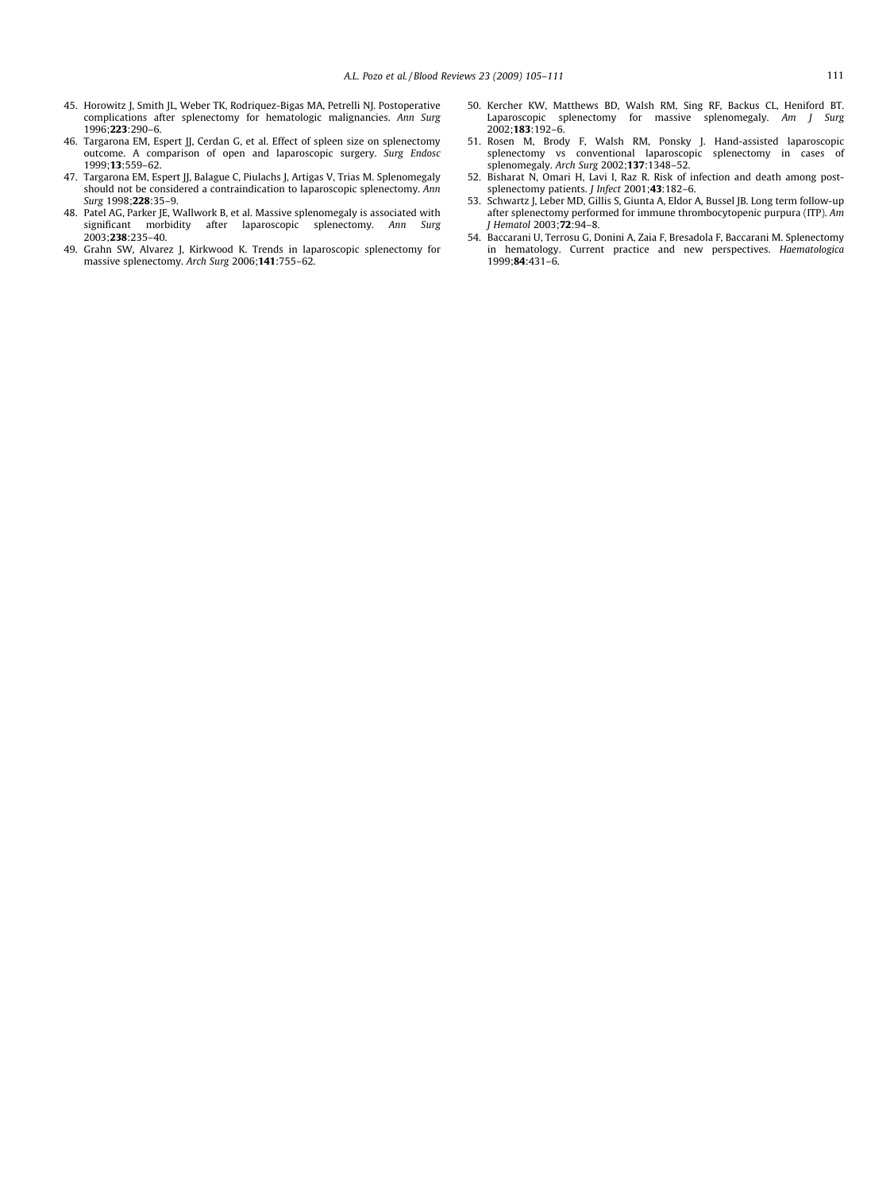45. Horowitz J, Smith JL, Weber TK, Rodriquez-Bigas MA, Petrelli NJ. Postoperative complications after splenectomy for hematologic malignancies. *Ann Surg* 1996;**223**:290–6.
46. Targarona EM, Espert JJ, Cerdan G, et al. Effect of spleen size on splenectomy outcome. A comparison of open and laparoscopic surgery. *Surg Endosc* 1999;**13**:559–62.
47. Targarona EM, Espert JJ, Balague C, Piulachs J, Artigas V, Trias M. Splenomegaly should not be considered a contraindication to laparoscopic splenectomy. *Ann Surg* 1998;**228**:35–9.
48. Patel AG, Parker JE, Wallwork B, et al. Massive splenomegaly is associated with significant morbidity after laparoscopic splenectomy. *Ann Surg* 2003;**238**:235–40.
49. Grahn SW, Alvarez J, Kirkwood K. Trends in laparoscopic splenectomy for massive splenectomy. *Arch Surg* 2006;**141**:755–62.
50. Kercher KW, Matthews BD, Walsh RM, Sing RF, Backus CL, Heniford BT. Laparoscopic splenectomy for massive splenomegaly. *Am J Surg* 2002;**183**:192–6.
51. Rosen M, Brody F, Walsh RM, Ponsky J. Hand-assisted laparoscopic splenectomy vs conventional laparoscopic splenectomy in cases of splenomegaly. *Arch Surg* 2002;**137**:1348–52.
52. Bisharat N, Omari H, Lavi I, Raz R. Risk of infection and death among post-splenectomy patients. *J Infect* 2001;**43**:182–6.
53. Schwartz J, Leber MD, Gillis S, Giunta A, Eldor A, Bussel JB. Long term follow-up after splenectomy performed for immune thrombocytopenic purpura (ITP). *Am J Hematol* 2003;**72**:94–8.
54. Baccarani U, Terrosu G, Donini A, Zaia F, Bresadola F, Baccarani M. Splenectomy in hematology. Current practice and new perspectives. *Haematologica* 1999;**84**:431–6.